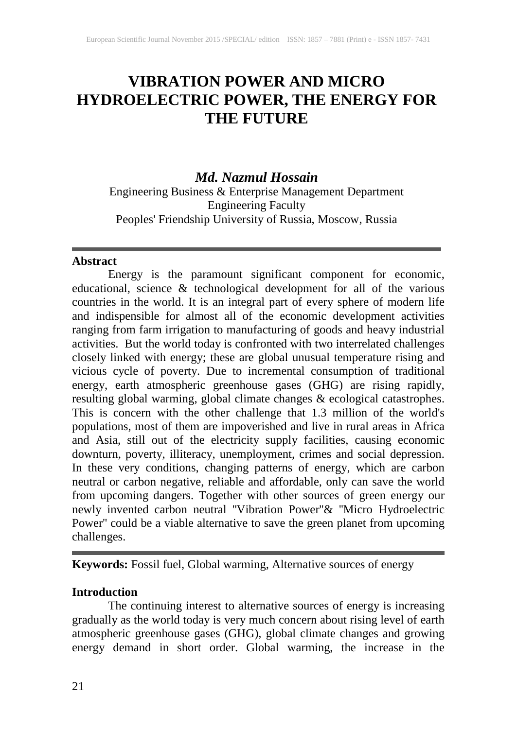# VIBRATION POWER AND MICRO HYDROELECTRIC POWER, THE ENERGY FOR THE FUTURE

***Md. Nazmul Hossain***

Engineering Business & Enterprise Management Department
Engineering Faculty
Peoples' Friendship University of Russia, Moscow, Russia

---

**Abstract**

Energy is the paramount significant component for economic, educational, science & technological development for all of the various countries in the world. It is an integral part of every sphere of modern life and indispensible for almost all of the economic development activities ranging from farm irrigation to manufacturing of goods and heavy industrial activities. But the world today is confronted with two interrelated challenges closely linked with energy; these are global unusual temperature rising and vicious cycle of poverty. Due to incremental consumption of traditional energy, earth atmospheric greenhouse gases (GHG) are rising rapidly, resulting global warming, global climate changes & ecological catastrophes. This is concern with the other challenge that 1.3 million of the world's populations, most of them are impoverished and live in rural areas in Africa and Asia, still out of the electricity supply facilities, causing economic downturn, poverty, illiteracy, unemployment, crimes and social depression. In these very conditions, changing patterns of energy, which are carbon neutral or carbon negative, reliable and affordable, only can save the world from upcoming dangers. Together with other sources of green energy our newly invented carbon neutral "Vibration Power"& "Micro Hydroelectric Power" could be a viable alternative to save the green planet from upcoming challenges.

---

**Keywords:** Fossil fuel, Global warming, Alternative sources of energy

**Introduction**

The continuing interest to alternative sources of energy is increasing gradually as the world today is very much concern about rising level of earth atmospheric greenhouse gases (GHG), global climate changes and growing energy demand in short order. Global warming, the increase in the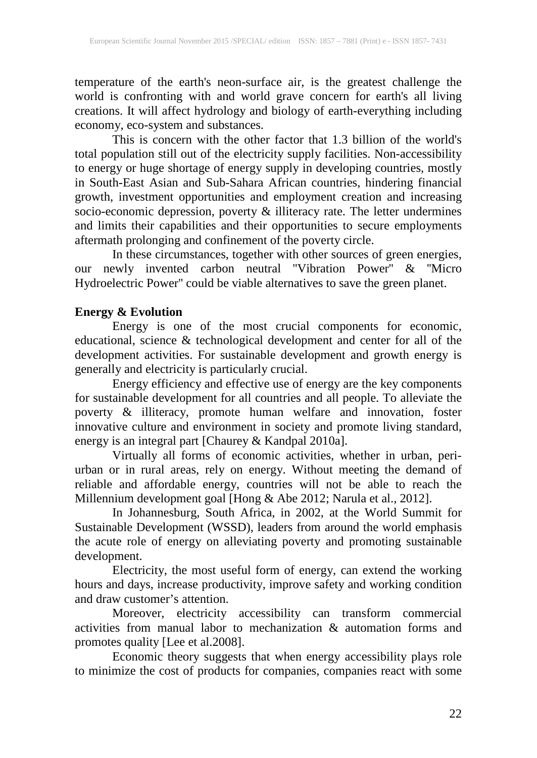temperature of the earth's neon-surface air, is the greatest challenge the world is confronting with and world grave concern for earth's all living creations. It will affect hydrology and biology of earth-everything including economy, eco-system and substances.

This is concern with the other factor that 1.3 billion of the world's total population still out of the electricity supply facilities. Non-accessibility to energy or huge shortage of energy supply in developing countries, mostly in South-East Asian and Sub-Sahara African countries, hindering financial growth, investment opportunities and employment creation and increasing socio-economic depression, poverty & illiteracy rate. The letter undermines and limits their capabilities and their opportunities to secure employments aftermath prolonging and confinement of the poverty circle.

In these circumstances, together with other sources of green energies, our newly invented carbon neutral "Vibration Power" & "Micro Hydroelectric Power" could be viable alternatives to save the green planet.

## Energy & Evolution

Energy is one of the most crucial components for economic, educational, science & technological development and center for all of the development activities. For sustainable development and growth energy is generally and electricity is particularly crucial.

Energy efficiency and effective use of energy are the key components for sustainable development for all countries and all people. To alleviate the poverty & illiteracy, promote human welfare and innovation, foster innovative culture and environment in society and promote living standard, energy is an integral part [Chaurey & Kandpal 2010a].

Virtually all forms of economic activities, whether in urban, peri-urban or in rural areas, rely on energy. Without meeting the demand of reliable and affordable energy, countries will not be able to reach the Millennium development goal [Hong & Abe 2012; Narula et al., 2012].

In Johannesburg, South Africa, in 2002, at the World Summit for Sustainable Development (WSSD), leaders from around the world emphasis the acute role of energy on alleviating poverty and promoting sustainable development.

Electricity, the most useful form of energy, can extend the working hours and days, increase productivity, improve safety and working condition and draw customer's attention.

Moreover, electricity accessibility can transform commercial activities from manual labor to mechanization & automation forms and promotes quality [Lee et al.2008].

Economic theory suggests that when energy accessibility plays role to minimize the cost of products for companies, companies react with some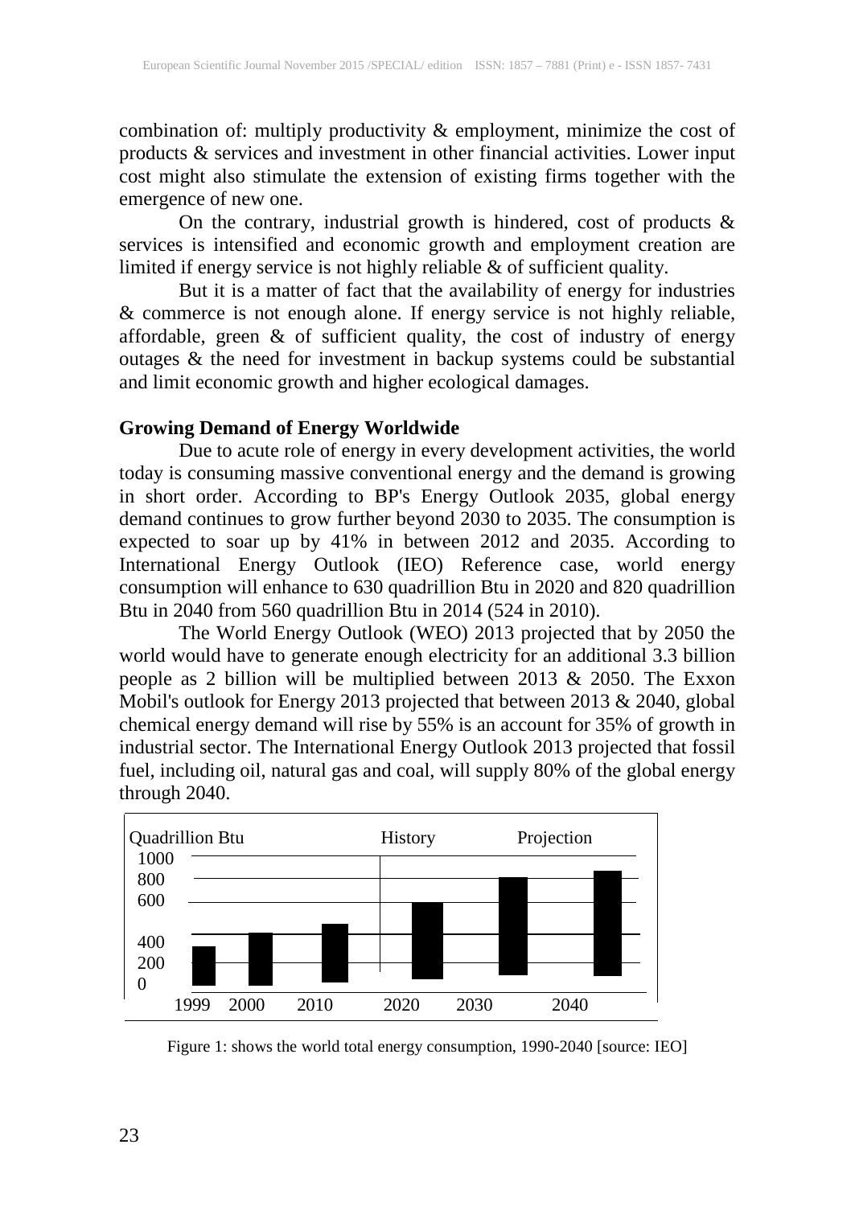combination of: multiply productivity & employment, minimize the cost of products & services and investment in other financial activities. Lower input cost might also stimulate the extension of existing firms together with the emergence of new one.

On the contrary, industrial growth is hindered, cost of products & services is intensified and economic growth and employment creation are limited if energy service is not highly reliable & of sufficient quality.

But it is a matter of fact that the availability of energy for industries & commerce is not enough alone. If energy service is not highly reliable, affordable, green & of sufficient quality, the cost of industry of energy outages & the need for investment in backup systems could be substantial and limit economic growth and higher ecological damages.

## Growing Demand of Energy Worldwide

Due to acute role of energy in every development activities, the world today is consuming massive conventional energy and the demand is growing in short order. According to BP's Energy Outlook 2035, global energy demand continues to grow further beyond 2030 to 2035. The consumption is expected to soar up by 41% in between 2012 and 2035. According to International Energy Outlook (IEO) Reference case, world energy consumption will enhance to 630 quadrillion Btu in 2020 and 820 quadrillion Btu in 2040 from 560 quadrillion Btu in 2014 (524 in 2010).

The World Energy Outlook (WEO) 2013 projected that by 2050 the world would have to generate enough electricity for an additional 3.3 billion people as 2 billion will be multiplied between 2013 & 2050. The Exxon Mobil's outlook for Energy 2013 projected that between 2013 & 2040, global chemical energy demand will rise by 55% is an account for 35% of growth in industrial sector. The International Energy Outlook 2013 projected that fossil fuel, including oil, natural gas and coal, will supply 80% of the global energy through 2040.

Figure 1: shows the world total energy consumption, 1990-2040 [source: IEO]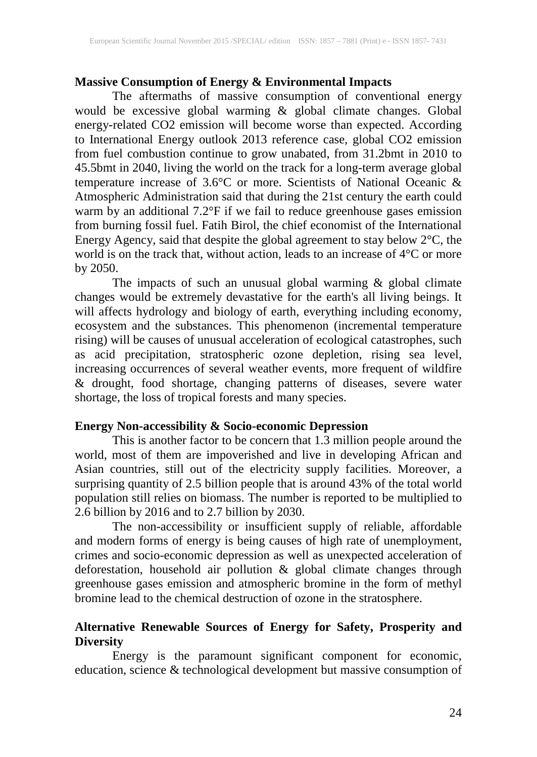**Massive Consumption of Energy & Environmental Impacts**

The aftermaths of massive consumption of conventional energy would be excessive global warming & global climate changes. Global energy-related CO2 emission will become worse than expected. According to International Energy outlook 2013 reference case, global CO2 emission from fuel combustion continue to grow unabated, from 31.2bmt in 2010 to 45.5bmt in 2040, living the world on the track for a long-term average global temperature increase of 3.6°C or more. Scientists of National Oceanic & Atmospheric Administration said that during the 21st century the earth could warm by an additional 7.2°F if we fail to reduce greenhouse gases emission from burning fossil fuel. Fatih Birol, the chief economist of the International Energy Agency, said that despite the global agreement to stay below 2°C, the world is on the track that, without action, leads to an increase of 4°C or more by 2050.

The impacts of such an unusual global warming & global climate changes would be extremely devastative for the earth's all living beings. It will affects hydrology and biology of earth, everything including economy, ecosystem and the substances. This phenomenon (incremental temperature rising) will be causes of unusual acceleration of ecological catastrophes, such as acid precipitation, stratospheric ozone depletion, rising sea level, increasing occurrences of several weather events, more frequent of wildfire & drought, food shortage, changing patterns of diseases, severe water shortage, the loss of tropical forests and many species.

**Energy Non-accessibility & Socio-economic Depression**

This is another factor to be concern that 1.3 million people around the world, most of them are impoverished and live in developing African and Asian countries, still out of the electricity supply facilities. Moreover, a surprising quantity of 2.5 billion people that is around 43% of the total world population still relies on biomass. The number is reported to be multiplied to 2.6 billion by 2016 and to 2.7 billion by 2030.

The non-accessibility or insufficient supply of reliable, affordable and modern forms of energy is being causes of high rate of unemployment, crimes and socio-economic depression as well as unexpected acceleration of deforestation, household air pollution & global climate changes through greenhouse gases emission and atmospheric bromine in the form of methyl bromine lead to the chemical destruction of ozone in the stratosphere.

**Alternative Renewable Sources of Energy for Safety, Prosperity and Diversity**

Energy is the paramount significant component for economic, education, science & technological development but massive consumption of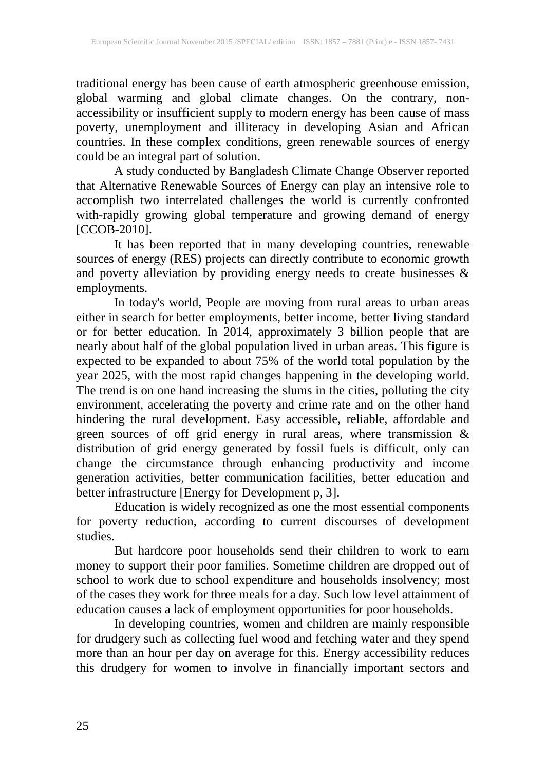traditional energy has been cause of earth atmospheric greenhouse emission, global warming and global climate changes. On the contrary, non-accessibility or insufficient supply to modern energy has been cause of mass poverty, unemployment and illiteracy in developing Asian and African countries. In these complex conditions, green renewable sources of energy could be an integral part of solution.

A study conducted by Bangladesh Climate Change Observer reported that Alternative Renewable Sources of Energy can play an intensive role to accomplish two interrelated challenges the world is currently confronted with-rapidly growing global temperature and growing demand of energy [CCOB-2010].

It has been reported that in many developing countries, renewable sources of energy (RES) projects can directly contribute to economic growth and poverty alleviation by providing energy needs to create businesses & employments.

In today's world, People are moving from rural areas to urban areas either in search for better employments, better income, better living standard or for better education. In 2014, approximately 3 billion people that are nearly about half of the global population lived in urban areas. This figure is expected to be expanded to about 75% of the world total population by the year 2025, with the most rapid changes happening in the developing world. The trend is on one hand increasing the slums in the cities, polluting the city environment, accelerating the poverty and crime rate and on the other hand hindering the rural development. Easy accessible, reliable, affordable and green sources of off grid energy in rural areas, where transmission & distribution of grid energy generated by fossil fuels is difficult, only can change the circumstance through enhancing productivity and income generation activities, better communication facilities, better education and better infrastructure [Energy for Development p, 3].

Education is widely recognized as one the most essential components for poverty reduction, according to current discourses of development studies.

But hardcore poor households send their children to work to earn money to support their poor families. Sometime children are dropped out of school to work due to school expenditure and households insolvency; most of the cases they work for three meals for a day. Such low level attainment of education causes a lack of employment opportunities for poor households.

In developing countries, women and children are mainly responsible for drudgery such as collecting fuel wood and fetching water and they spend more than an hour per day on average for this. Energy accessibility reduces this drudgery for women to involve in financially important sectors and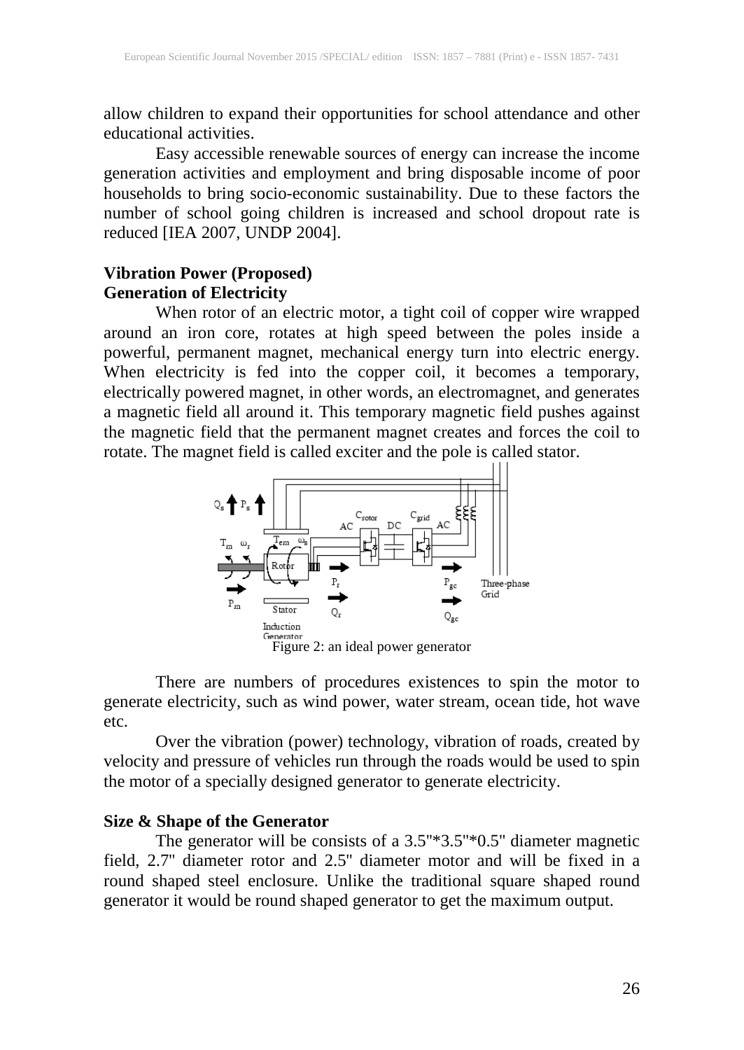allow children to expand their opportunities for school attendance and other educational activities.

Easy accessible renewable sources of energy can increase the income generation activities and employment and bring disposable income of poor households to bring socio-economic sustainability. Due to these factors the number of school going children is increased and school dropout rate is reduced [IEA 2007, UNDP 2004].

### Vibration Power (Proposed)

### Generation of Electricity

When rotor of an electric motor, a tight coil of copper wire wrapped around an iron core, rotates at high speed between the poles inside a powerful, permanent magnet, mechanical energy turn into electric energy. When electricity is fed into the copper coil, it becomes a temporary, electrically powered magnet, in other words, an electromagnet, and generates a magnetic field all around it. This temporary magnetic field pushes against the magnetic field that the permanent magnet creates and forces the coil to rotate. The magnet field is called exciter and the pole is called stator.

Figure 2: an ideal power generator

There are numbers of procedures existences to spin the motor to generate electricity, such as wind power, water stream, ocean tide, hot wave etc.

Over the vibration (power) technology, vibration of roads, created by velocity and pressure of vehicles run through the roads would be used to spin the motor of a specially designed generator to generate electricity.

### Size & Shape of the Generator

The generator will be consists of a 3.5"*3.5"*0.5" diameter magnetic field, 2.7" diameter rotor and 2.5" diameter motor and will be fixed in a round shaped steel enclosure. Unlike the traditional square shaped round generator it would be round shaped generator to get the maximum output.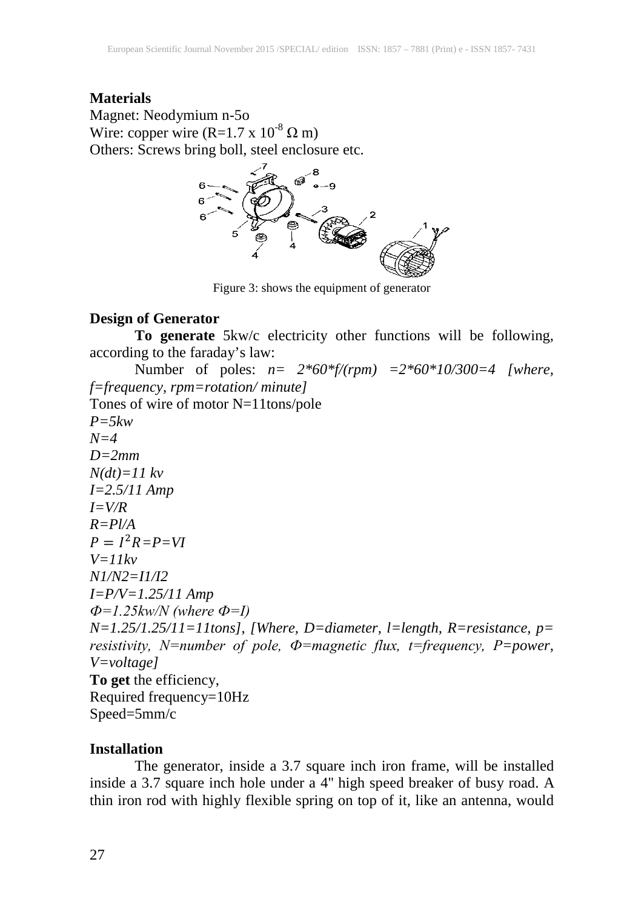**Materials**

Magnet: Neodymium n-5o
Wire: copper wire ($R=1.7 \times 10^{-8}\ \Omega$ m)
Others: Screws bring boll, steel enclosure etc.

Figure 3: shows the equipment of generator

**Design of Generator**

**To generate** 5kw/c electricity other functions will be following, according to the faraday's law:

Number of poles: $n= 2*60*f/(rpm) =2*60*10/300=4$ *[where, f=frequency, rpm=rotation/ minute]*

Tones of wire of motor N=11tons/pole

*P=5kw*
*N=4*
*D=2mm*
*N(dt)=11 kv*
*I=2.5/11 Amp*
*I=V/R*
*R=Pl/A*
$P = I^2R=P=VI$
*V=11kv*
*N1/N2=I1/I2*
*I=P/V=1.25/11 Amp*
*Φ=1.25kw/N (where Φ=I)*
*N=1.25/1.25/11=11tons]*, *[Where, D=diameter, l=length, R=resistance, p= resistivity, N=number of pole, Φ=magnetic flux, t=frequency, P=power, V=voltage]*

**To get** the efficiency,
Required frequency=10Hz
Speed=5mm/c

**Installation**

The generator, inside a 3.7 square inch iron frame, will be installed inside a 3.7 square inch hole under a 4" high speed breaker of busy road. A thin iron rod with highly flexible spring on top of it, like an antenna, would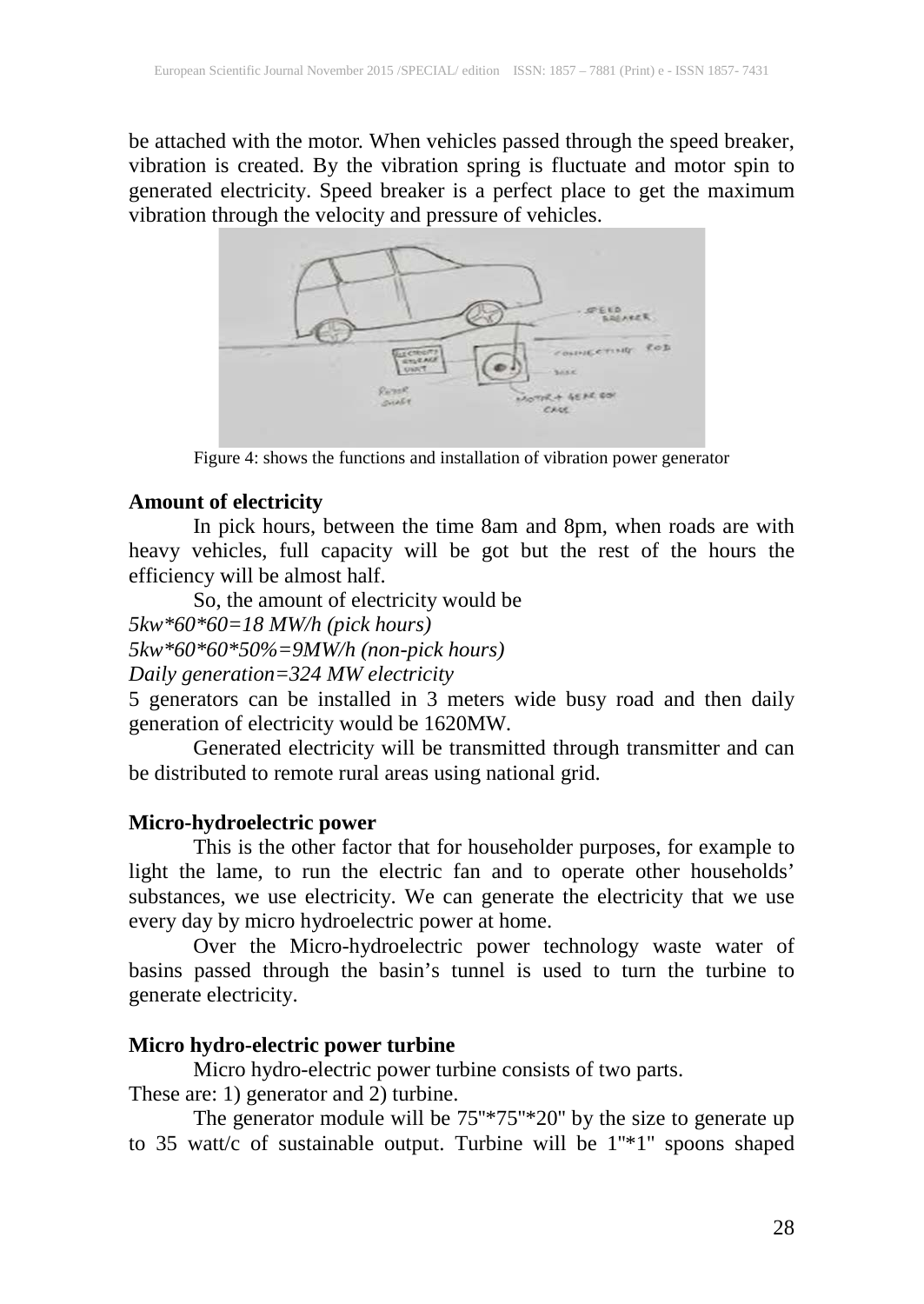be attached with the motor. When vehicles passed through the speed breaker, vibration is created. By the vibration spring is fluctuate and motor spin to generated electricity. Speed breaker is a perfect place to get the maximum vibration through the velocity and pressure of vehicles.

Figure 4: shows the functions and installation of vibration power generator

**Amount of electricity**

In pick hours, between the time 8am and 8pm, when roads are with heavy vehicles, full capacity will be got but the rest of the hours the efficiency will be almost half.

So, the amount of electricity would be

*5kw*60*60=18 MW/h (pick hours)*

*5kw*60*60*50%=9MW/h (non-pick hours)*

*Daily generation=324 MW electricity*

5 generators can be installed in 3 meters wide busy road and then daily generation of electricity would be 1620MW.

Generated electricity will be transmitted through transmitter and can be distributed to remote rural areas using national grid.

**Micro-hydroelectric power**

This is the other factor that for householder purposes, for example to light the lame, to run the electric fan and to operate other households' substances, we use electricity. We can generate the electricity that we use every day by micro hydroelectric power at home.

Over the Micro-hydroelectric power technology waste water of basins passed through the basin's tunnel is used to turn the turbine to generate electricity.

**Micro hydro-electric power turbine**

Micro hydro-electric power turbine consists of two parts. These are: 1) generator and 2) turbine.

The generator module will be 75"*75"*20" by the size to generate up to 35 watt/c of sustainable output. Turbine will be 1"*1" spoons shaped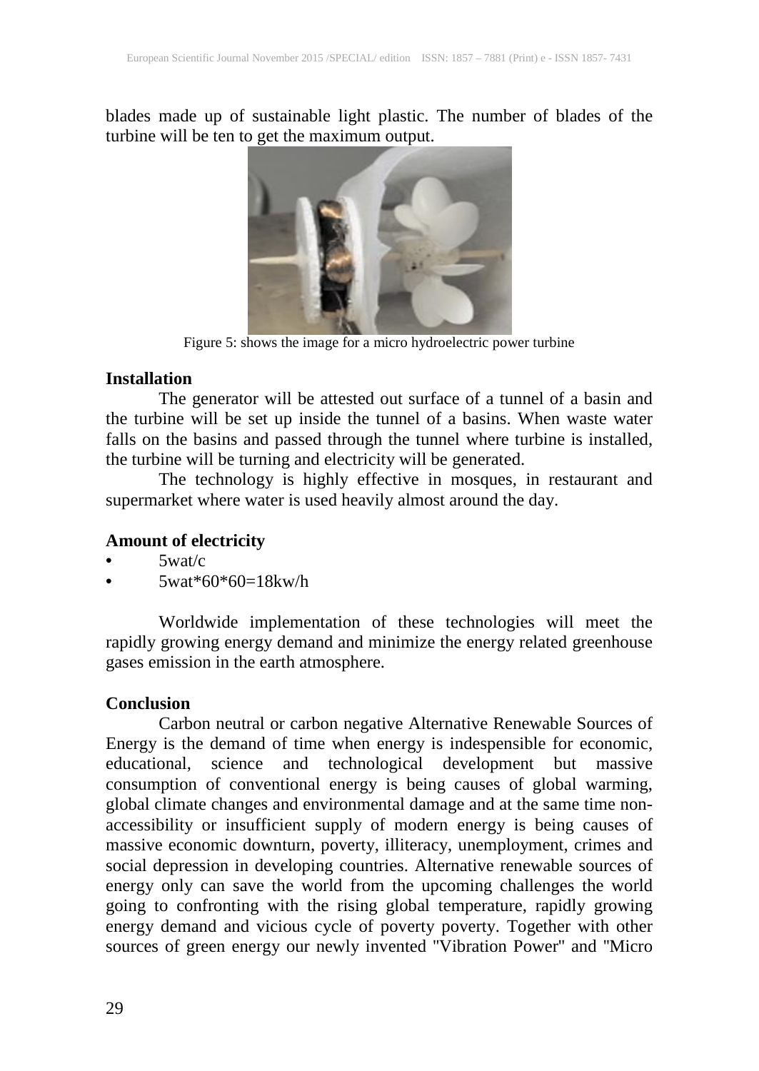blades made up of sustainable light plastic. The number of blades of the turbine will be ten to get the maximum output.

Figure 5: shows the image for a micro hydroelectric power turbine

**Installation**

The generator will be attested out surface of a tunnel of a basin and the turbine will be set up inside the tunnel of a basins. When waste water falls on the basins and passed through the tunnel where turbine is installed, the turbine will be turning and electricity will be generated.

The technology is highly effective in mosques, in restaurant and supermarket where water is used heavily almost around the day.

**Amount of electricity**

- 5wat/c
- 5wat*60*60=18kw/h

Worldwide implementation of these technologies will meet the rapidly growing energy demand and minimize the energy related greenhouse gases emission in the earth atmosphere.

**Conclusion**

Carbon neutral or carbon negative Alternative Renewable Sources of Energy is the demand of time when energy is indespensible for economic, educational, science and technological development but massive consumption of conventional energy is being causes of global warming, global climate changes and environmental damage and at the same time non-accessibility or insufficient supply of modern energy is being causes of massive economic downturn, poverty, illiteracy, unemployment, crimes and social depression in developing countries. Alternative renewable sources of energy only can save the world from the upcoming challenges the world going to confronting with the rising global temperature, rapidly growing energy demand and vicious cycle of poverty poverty. Together with other sources of green energy our newly invented "Vibration Power" and "Micro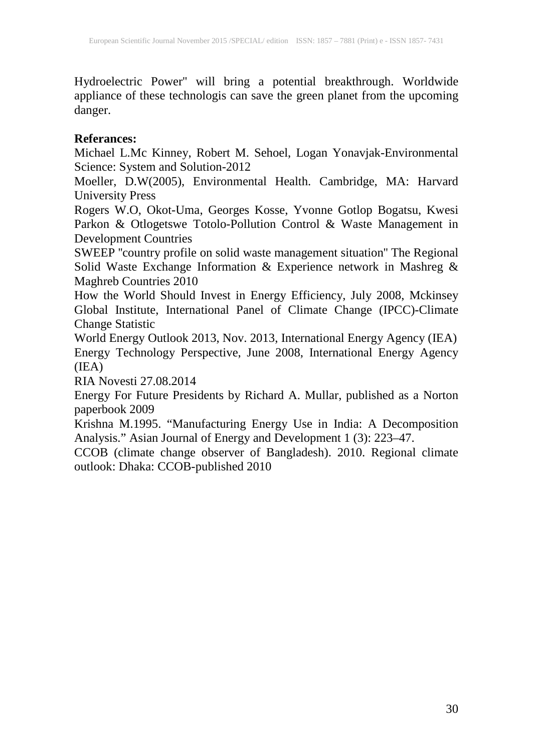Hydroelectric Power" will bring a potential breakthrough. Worldwide appliance of these technologis can save the green planet from the upcoming danger.

**Referances:**

Michael L.Mc Kinney, Robert M. Sehoel, Logan Yonavjak-Environmental Science: System and Solution-2012

Moeller, D.W(2005), Environmental Health. Cambridge, MA: Harvard University Press

Rogers W.O, Okot-Uma, Georges Kosse, Yvonne Gotlop Bogatsu, Kwesi Parkon & Otlogetswe Totolo-Pollution Control & Waste Management in Development Countries

SWEEP "country profile on solid waste management situation" The Regional Solid Waste Exchange Information & Experience network in Mashreg & Maghreb Countries 2010

How the World Should Invest in Energy Efficiency, July 2008, Mckinsey Global Institute, International Panel of Climate Change (IPCC)-Climate Change Statistic

World Energy Outlook 2013, Nov. 2013, International Energy Agency (IEA)

Energy Technology Perspective, June 2008, International Energy Agency (IEA)

RIA Novesti 27.08.2014

Energy For Future Presidents by Richard A. Mullar, published as a Norton paperbook 2009

Krishna M.1995. "Manufacturing Energy Use in India: A Decomposition Analysis." Asian Journal of Energy and Development 1 (3): 223–47.

CCOB (climate change observer of Bangladesh). 2010. Regional climate outlook: Dhaka: CCOB-published 2010